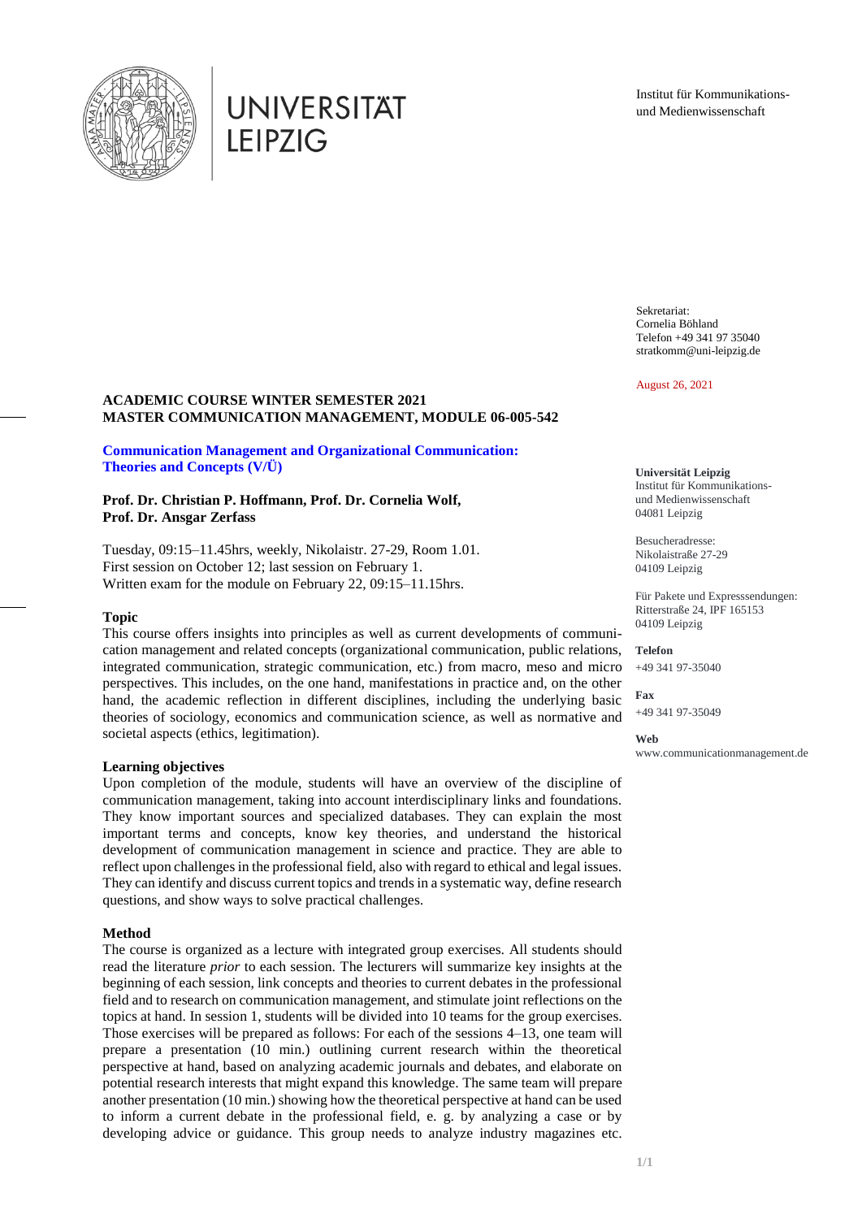UNIVERSITÄT LEIPZIG

Institut für Kommunikations- und Medienwissenschaft

Sekretariat:
Cornelia Böhland
Telefon +49 341 97 35040
stratkomm@uni-leipzig.de

August 26, 2021

**Universität Leipzig**
Institut für Kommunikations- und Medienwissenschaft
04081 Leipzig

Besucheradresse:
Nikolaistraße 27-29
04109 Leipzig

Für Pakete und Expresssendungen:
Ritterstraße 24, IPF 165153
04109 Leipzig

**Telefon**
+49 341 97-35040

**Fax**
+49 341 97-35049

**Web**
www.communicationmanagement.de

## ACADEMIC COURSE WINTER SEMESTER 2021
## MASTER COMMUNICATION MANAGEMENT, MODULE 06-005-542

### Communication Management and Organizational Communication: Theories and Concepts (V/Ü)

**Prof. Dr. Christian P. Hoffmann, Prof. Dr. Cornelia Wolf, Prof. Dr. Ansgar Zerfass**

Tuesday, 09:15–11.45hrs, weekly, Nikolaistr. 27-29, Room 1.01.
First session on October 12; last session on February 1.
Written exam for the module on February 22, 09:15–11.15hrs.

**Topic**

This course offers insights into principles as well as current developments of communication management and related concepts (organizational communication, public relations, integrated communication, strategic communication, etc.) from macro, meso and micro perspectives. This includes, on the one hand, manifestations in practice and, on the other hand, the academic reflection in different disciplines, including the underlying basic theories of sociology, economics and communication science, as well as normative and societal aspects (ethics, legitimation).

**Learning objectives**

Upon completion of the module, students will have an overview of the discipline of communication management, taking into account interdisciplinary links and foundations. They know important sources and specialized databases. They can explain the most important terms and concepts, know key theories, and understand the historical development of communication management in science and practice. They are able to reflect upon challenges in the professional field, also with regard to ethical and legal issues. They can identify and discuss current topics and trends in a systematic way, define research questions, and show ways to solve practical challenges.

**Method**

The course is organized as a lecture with integrated group exercises. All students should read the literature *prior* to each session. The lecturers will summarize key insights at the beginning of each session, link concepts and theories to current debates in the professional field and to research on communication management, and stimulate joint reflections on the topics at hand. In session 1, students will be divided into 10 teams for the group exercises. Those exercises will be prepared as follows: For each of the sessions 4–13, one team will prepare a presentation (10 min.) outlining current research within the theoretical perspective at hand, based on analyzing academic journals and debates, and elaborate on potential research interests that might expand this knowledge. The same team will prepare another presentation (10 min.) showing how the theoretical perspective at hand can be used to inform a current debate in the professional field, e. g. by analyzing a case or by developing advice or guidance. This group needs to analyze industry magazines etc.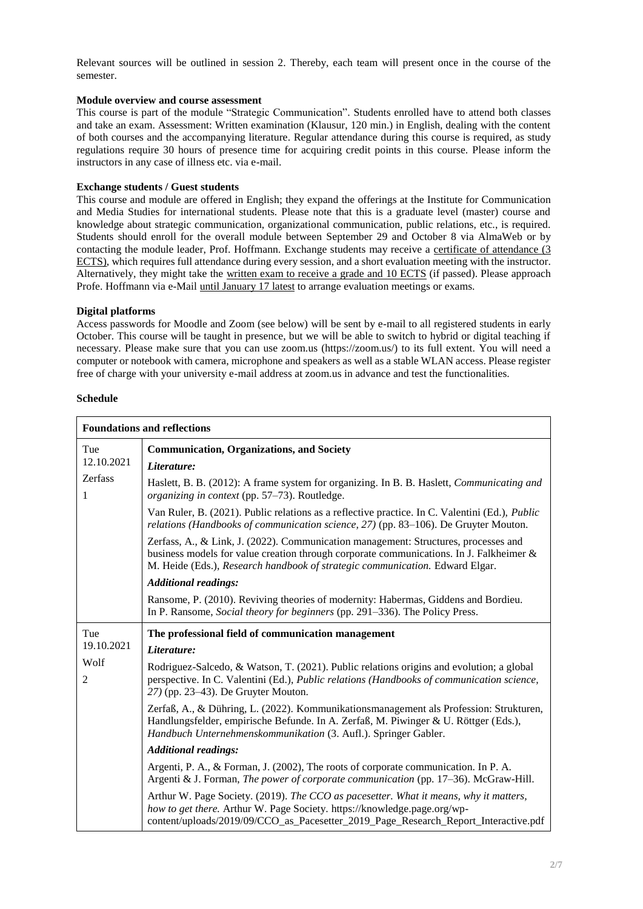Relevant sources will be outlined in session 2. Thereby, each team will present once in the course of the semester.

**Module overview and course assessment**

This course is part of the module "Strategic Communication". Students enrolled have to attend both classes and take an exam. Assessment: Written examination (Klausur, 120 min.) in English, dealing with the content of both courses and the accompanying literature. Regular attendance during this course is required, as study regulations require 30 hours of presence time for acquiring credit points in this course. Please inform the instructors in any case of illness etc. via e-mail.

**Exchange students / Guest students**

This course and module are offered in English; they expand the offerings at the Institute for Communication and Media Studies for international students. Please note that this is a graduate level (master) course and knowledge about strategic communication, organizational communication, public relations, etc., is required. Students should enroll for the overall module between September 29 and October 8 via AlmaWeb or by contacting the module leader, Prof. Hoffmann. Exchange students may receive a certificate of attendance (3 ECTS), which requires full attendance during every session, and a short evaluation meeting with the instructor. Alternatively, they might take the written exam to receive a grade and 10 ECTS (if passed). Please approach Profe. Hoffmann via e-Mail until January 17 latest to arrange evaluation meetings or exams.

**Digital platforms**

Access passwords for Moodle and Zoom (see below) will be sent by e-mail to all registered students in early October. This course will be taught in presence, but we will be able to switch to hybrid or digital teaching if necessary. Please make sure that you can use zoom.us (https://zoom.us/) to its full extent. You will need a computer or notebook with camera, microphone and speakers as well as a stable WLAN access. Please register free of charge with your university e-mail address at zoom.us in advance and test the functionalities.

**Schedule**

| **Foundations and reflections** | |
|---|---|
| Tue 12.10.2021 Zerfass 1 | **Communication, Organizations, and Society**<br>***Literature:***<br>Haslett, B. B. (2012): A frame system for organizing. In B. B. Haslett, *Communicating and organizing in context* (pp. 57–73). Routledge.<br>Van Ruler, B. (2021). Public relations as a reflective practice. In C. Valentini (Ed.), *Public relations (Handbooks of communication science, 27)* (pp. 83–106). De Gruyter Mouton.<br>Zerfass, A., & Link, J. (2022). Communication management: Structures, processes and business models for value creation through corporate communications. In J. Falkheimer & M. Heide (Eds.), *Research handbook of strategic communication.* Edward Elgar.<br>***Additional readings:***<br>Ransome, P. (2010). Reviving theories of modernity: Habermas, Giddens and Bordieu. In P. Ransome, *Social theory for beginners* (pp. 291–336). The Policy Press. |
| Tue 19.10.2021 Wolf 2 | **The professional field of communication management**<br>***Literature:***<br>Rodriguez-Salcedo, & Watson, T. (2021). Public relations origins and evolution; a global perspective. In C. Valentini (Ed.), *Public relations (Handbooks of communication science, 27)* (pp. 23–43). De Gruyter Mouton.<br>Zerfaß, A., & Dühring, L. (2022). Kommunikationsmanagement als Profession: Strukturen, Handlungsfelder, empirische Befunde. In A. Zerfaß, M. Piwinger & U. Röttger (Eds.), *Handbuch Unternehmenskommunikation* (3. Aufl.). Springer Gabler.<br>***Additional readings:***<br>Argenti, P. A., & Forman, J. (2002), The roots of corporate communication. In P. A. Argenti & J. Forman, *The power of corporate communication* (pp. 17–36). McGraw-Hill.<br>Arthur W. Page Society. (2019). *The CCO as pacesetter. What it means, why it matters, how to get there.* Arthur W. Page Society. https://knowledge.page.org/wp-content/uploads/2019/09/CCO_as_Pacesetter_2019_Page_Research_Report_Interactive.pdf |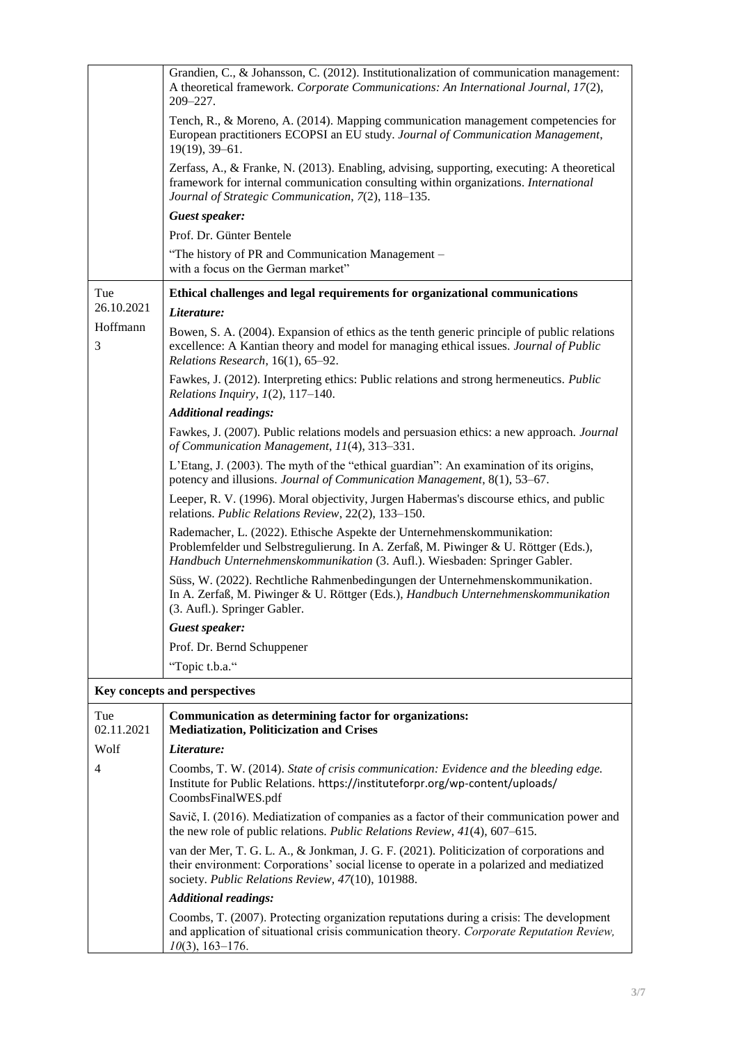| | |
|---|---|
| | Grandien, C., & Johansson, C. (2012). Institutionalization of communication management: A theoretical framework. *Corporate Communications: An International Journal, 17*(2), 209–227.<br><br>Tench, R., & Moreno, A. (2014). Mapping communication management competencies for European practitioners ECOPSI an EU study. *Journal of Communication Management*, 19(19), 39–61.<br><br>Zerfass, A., & Franke, N. (2013). Enabling, advising, supporting, executing: A theoretical framework for internal communication consulting within organizations. *International Journal of Strategic Communication, 7*(2), 118–135.<br><br>***Guest speaker:***<br><br>Prof. Dr. Günter Bentele<br><br>"The history of PR and Communication Management – with a focus on the German market" |
| Tue 26.10.2021<br><br>Hoffmann<br><br>3 | **Ethical challenges and legal requirements for organizational communications**<br><br>***Literature:***<br><br>Bowen, S. A. (2004). Expansion of ethics as the tenth generic principle of public relations excellence: A Kantian theory and model for managing ethical issues. *Journal of Public Relations Research*, 16(1), 65–92.<br><br>Fawkes, J. (2012). Interpreting ethics: Public relations and strong hermeneutics. *Public Relations Inquiry*, *1*(2), 117–140.<br><br>***Additional readings:***<br><br>Fawkes, J. (2007). Public relations models and persuasion ethics: a new approach. *Journal of Communication Management*, *11*(4), 313–331.<br><br>L'Etang, J. (2003). The myth of the "ethical guardian": An examination of its origins, potency and illusions. *Journal of Communication Management*, 8(1), 53–67.<br><br>Leeper, R. V. (1996). Moral objectivity, Jurgen Habermas's discourse ethics, and public relations. *Public Relations Review*, 22(2), 133–150.<br><br>Rademacher, L. (2022). Ethische Aspekte der Unternehmenskommunikation: Problemfelder und Selbstregulierung. In A. Zerfaß, M. Piwinger & U. Röttger (Eds.), *Handbuch Unternehmenskommunikation* (3. Aufl.). Wiesbaden: Springer Gabler.<br><br>Süss, W. (2022). Rechtliche Rahmenbedingungen der Unternehmenskommunikation. In A. Zerfaß, M. Piwinger & U. Röttger (Eds.), *Handbuch Unternehmenskommunikation* (3. Aufl.). Springer Gabler.<br><br>***Guest speaker:***<br><br>Prof. Dr. Bernd Schuppener<br><br>"Topic t.b.a." |
| **Key concepts and perspectives** | |
| Tue 02.11.2021<br><br>Wolf<br><br>4 | **Communication as determining factor for organizations: Mediatization, Politicization and Crises**<br><br>***Literature:***<br><br>Coombs, T. W. (2014). *State of crisis communication: Evidence and the bleeding edge.* Institute for Public Relations. https://instituteforpr.org/wp-content/uploads/CoombsFinalWES.pdf<br><br>Savič, I. (2016). Mediatization of companies as a factor of their communication power and the new role of public relations. *Public Relations Review*, *41*(4), 607–615.<br><br>van der Mer, T. G. L. A., & Jonkman, J. G. F. (2021). Politicization of corporations and their environment: Corporations' social license to operate in a polarized and mediatized society. *Public Relations Review*, *47*(10), 101988.<br><br>***Additional readings:***<br><br>Coombs, T. (2007). Protecting organization reputations during a crisis: The development and application of situational crisis communication theory. *Corporate Reputation Review, 10*(3), 163–176. |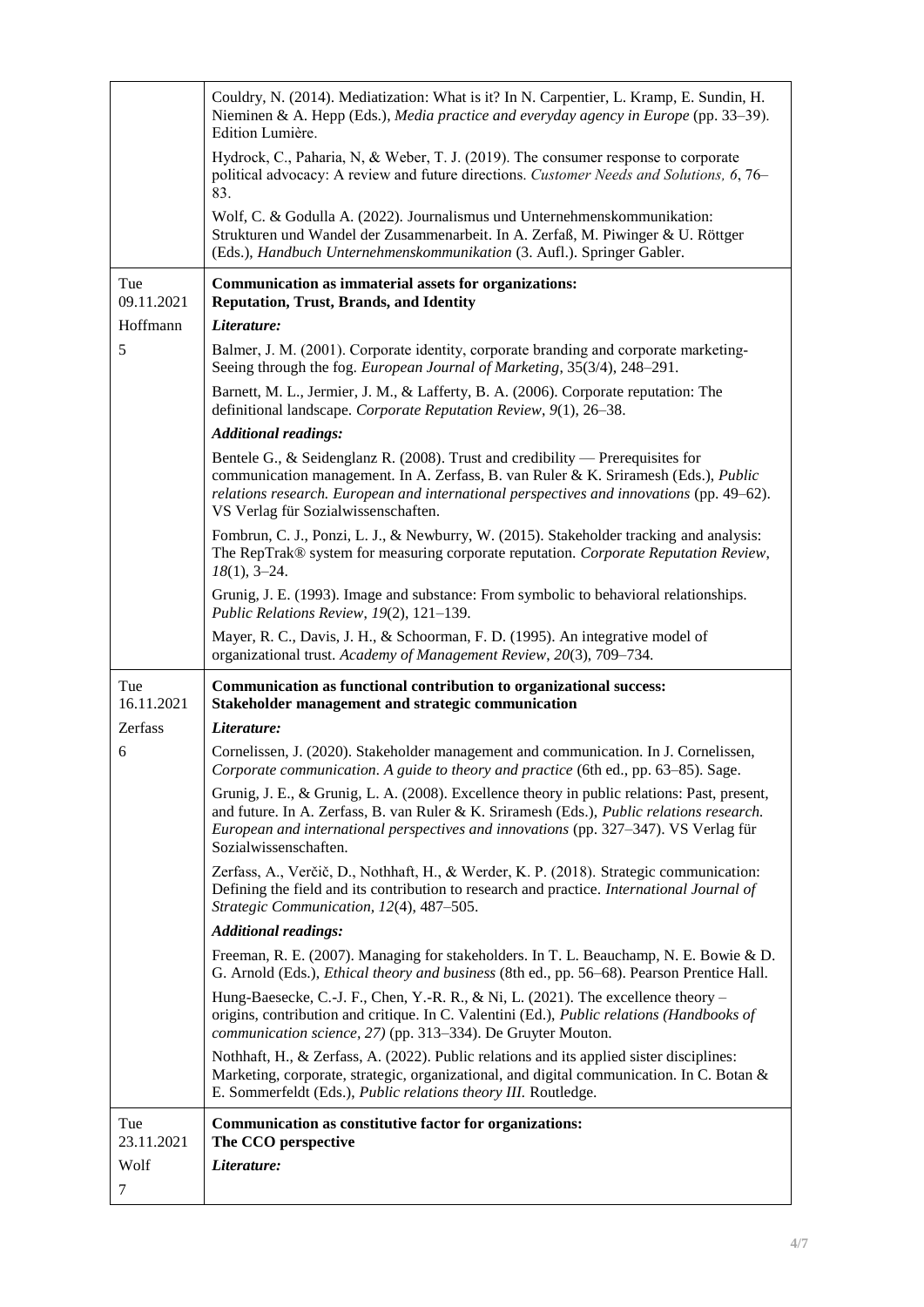| | |
|---|---|
| | Couldry, N. (2014). Mediatization: What is it? In N. Carpentier, L. Kramp, E. Sundin, H. Nieminen & A. Hepp (Eds.), *Media practice and everyday agency in Europe* (pp. 33–39). Edition Lumière.<br><br>Hydrock, C., Paharia, N, & Weber, T. J. (2019). The consumer response to corporate political advocacy: A review and future directions. *Customer Needs and Solutions, 6*, 76–83.<br><br>Wolf, C. & Godulla A. (2022). Journalismus und Unternehmenskommunikation: Strukturen und Wandel der Zusammenarbeit. In A. Zerfaß, M. Piwinger & U. Röttger (Eds.), *Handbuch Unternehmenskommunikation* (3. Aufl.). Springer Gabler. |
| Tue 09.11.2021<br><br>Hoffmann<br><br>5 | **Communication as immaterial assets for organizations: Reputation, Trust, Brands, and Identity**<br><br>***Literature:***<br><br>Balmer, J. M. (2001). Corporate identity, corporate branding and corporate marketing-Seeing through the fog. *European Journal of Marketing*, 35(3/4), 248–291.<br><br>Barnett, M. L., Jermier, J. M., & Lafferty, B. A. (2006). Corporate reputation: The definitional landscape. *Corporate Reputation Review*, *9*(1), 26–38.<br><br>***Additional readings:***<br><br>Bentele G., & Seidenglanz R. (2008). Trust and credibility — Prerequisites for communication management. In A. Zerfass, B. van Ruler & K. Sriramesh (Eds.), *Public relations research. European and international perspectives and innovations* (pp. 49–62). VS Verlag für Sozialwissenschaften.<br><br>Fombrun, C. J., Ponzi, L. J., & Newburry, W. (2015). Stakeholder tracking and analysis: The RepTrak® system for measuring corporate reputation. *Corporate Reputation Review, 18*(1), 3–24.<br><br>Grunig, J. E. (1993). Image and substance: From symbolic to behavioral relationships. *Public Relations Review, 19*(2), 121–139.<br><br>Mayer, R. C., Davis, J. H., & Schoorman, F. D. (1995). An integrative model of organizational trust. *Academy of Management Review*, *20*(3), 709–734. |
| Tue 16.11.2021<br><br>Zerfass<br><br>6 | **Communication as functional contribution to organizational success: Stakeholder management and strategic communication**<br><br>***Literature:***<br><br>Cornelissen, J. (2020). Stakeholder management and communication. In J. Cornelissen, *Corporate communication. A guide to theory and practice* (6th ed., pp. 63–85). Sage.<br><br>Grunig, J. E., & Grunig, L. A. (2008). Excellence theory in public relations: Past, present, and future. In A. Zerfass, B. van Ruler & K. Sriramesh (Eds.), *Public relations research. European and international perspectives and innovations* (pp. 327–347). VS Verlag für Sozialwissenschaften.<br><br>Zerfass, A., Verčič, D., Nothhaft, H., & Werder, K. P. (2018). Strategic communication: Defining the field and its contribution to research and practice. *International Journal of Strategic Communication, 12*(4), 487–505.<br><br>***Additional readings:***<br><br>Freeman, R. E. (2007). Managing for stakeholders. In T. L. Beauchamp, N. E. Bowie & D. G. Arnold (Eds.), *Ethical theory and business* (8th ed., pp. 56–68). Pearson Prentice Hall.<br><br>Hung-Baesecke, C.-J. F., Chen, Y.-R. R., & Ni, L. (2021). The excellence theory – origins, contribution and critique. In C. Valentini (Ed.), *Public relations (Handbooks of communication science, 27)* (pp. 313–334). De Gruyter Mouton.<br><br>Nothhaft, H., & Zerfass, A. (2022). Public relations and its applied sister disciplines: Marketing, corporate, strategic, organizational, and digital communication. In C. Botan & E. Sommerfeldt (Eds.), *Public relations theory III.* Routledge. |
| Tue 23.11.2021<br><br>Wolf<br><br>7 | **Communication as constitutive factor for organizations: The CCO perspective**<br><br>***Literature:*** |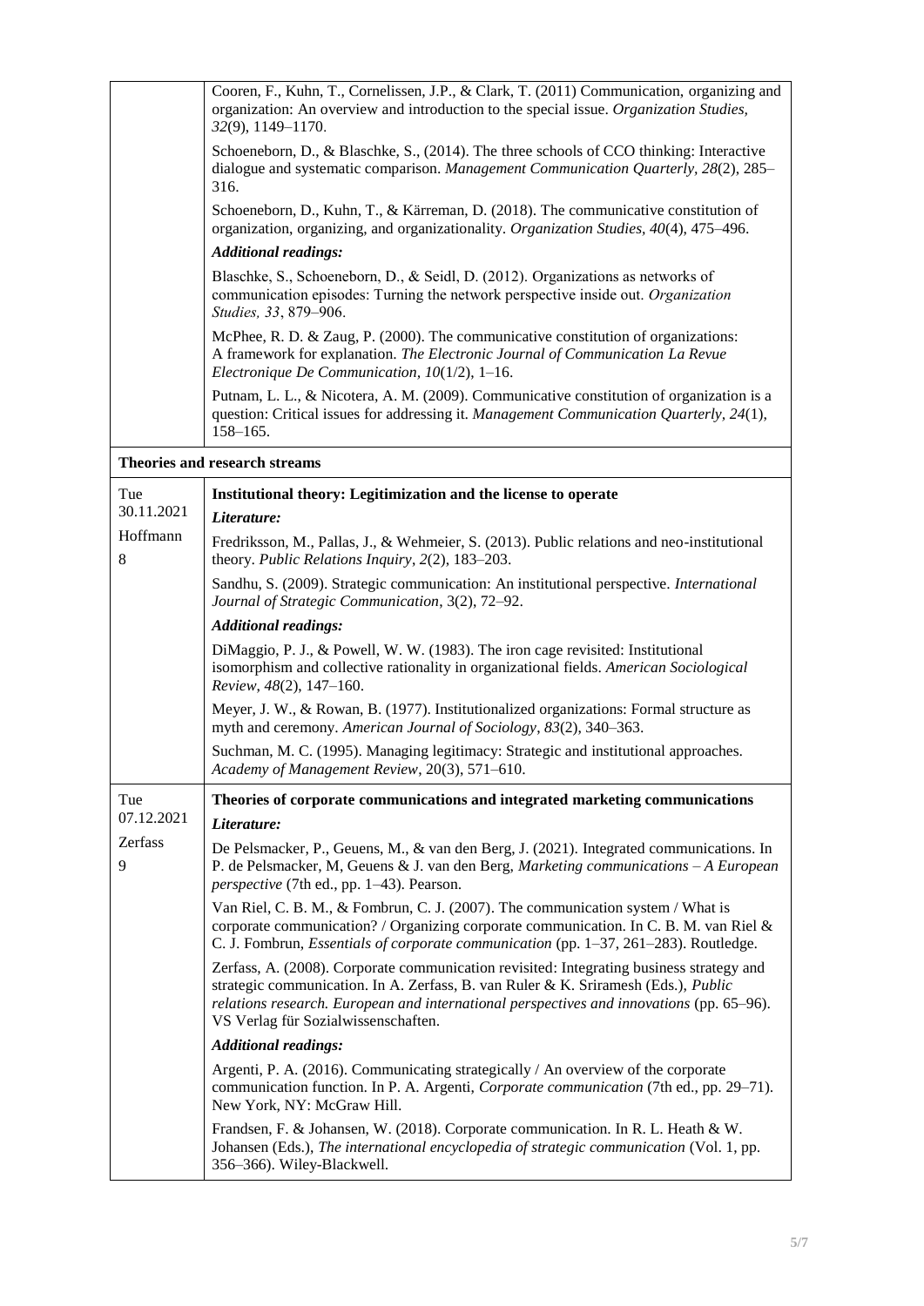| | |
|---|---|
| | Cooren, F., Kuhn, T., Cornelissen, J.P., & Clark, T. (2011) Communication, organizing and organization: An overview and introduction to the special issue. *Organization Studies, 32*(9), 1149–1170.<br><br>Schoeneborn, D., & Blaschke, S., (2014). The three schools of CCO thinking: Interactive dialogue and systematic comparison. *Management Communication Quarterly, 28*(2), 285–316.<br><br>Schoeneborn, D., Kuhn, T., & Kärreman, D. (2018). The communicative constitution of organization, organizing, and organizationality. *Organization Studies, 40*(4), 475–496.<br><br>***Additional readings:***<br><br>Blaschke, S., Schoeneborn, D., & Seidl, D. (2012). Organizations as networks of communication episodes: Turning the network perspective inside out. *Organization Studies, 33*, 879–906.<br><br>McPhee, R. D. & Zaug, P. (2000). The communicative constitution of organizations: A framework for explanation. *The Electronic Journal of Communication La Revue Electronique De Communication, 10*(1/2), 1–16.<br><br>Putnam, L. L., & Nicotera, A. M. (2009). Communicative constitution of organization is a question: Critical issues for addressing it. *Management Communication Quarterly, 24*(1), 158–165. |
| **Theories and research streams** | |
| Tue<br>30.11.2021<br><br>Hoffmann<br>8 | **Institutional theory: Legitimization and the license to operate**<br><br>***Literature:***<br><br>Fredriksson, M., Pallas, J., & Wehmeier, S. (2013). Public relations and neo-institutional theory. *Public Relations Inquiry, 2*(2), 183–203.<br><br>Sandhu, S. (2009). Strategic communication: An institutional perspective. *International Journal of Strategic Communication,* 3(2), 72–92.<br><br>***Additional readings:***<br><br>DiMaggio, P. J., & Powell, W. W. (1983). The iron cage revisited: Institutional isomorphism and collective rationality in organizational fields. *American Sociological Review, 48*(2), 147–160.<br><br>Meyer, J. W., & Rowan, B. (1977). Institutionalized organizations: Formal structure as myth and ceremony. *American Journal of Sociology, 83*(2), 340–363.<br><br>Suchman, M. C. (1995). Managing legitimacy: Strategic and institutional approaches. *Academy of Management Review*, 20(3), 571–610. |
| Tue<br>07.12.2021<br><br>Zerfass<br>9 | **Theories of corporate communications and integrated marketing communications**<br><br>***Literature:***<br><br>De Pelsmacker, P., Geuens, M., & van den Berg, J. (2021). Integrated communications. In P. de Pelsmacker, M, Geuens & J. van den Berg, *Marketing communications – A European perspective* (7th ed., pp. 1–43). Pearson.<br><br>Van Riel, C. B. M., & Fombrun, C. J. (2007). The communication system / What is corporate communication? / Organizing corporate communication. In C. B. M. van Riel & C. J. Fombrun, *Essentials of corporate communication* (pp. 1–37, 261–283). Routledge.<br><br>Zerfass, A. (2008). Corporate communication revisited: Integrating business strategy and strategic communication. In A. Zerfass, B. van Ruler & K. Sriramesh (Eds.), *Public relations research. European and international perspectives and innovations* (pp. 65–96). VS Verlag für Sozialwissenschaften.<br><br>***Additional readings:***<br><br>Argenti, P. A. (2016). Communicating strategically / An overview of the corporate communication function. In P. A. Argenti, *Corporate communication* (7th ed., pp. 29–71). New York, NY: McGraw Hill.<br><br>Frandsen, F. & Johansen, W. (2018). Corporate communication. In R. L. Heath & W. Johansen (Eds.), *The international encyclopedia of strategic communication* (Vol. 1, pp. 356–366). Wiley-Blackwell. |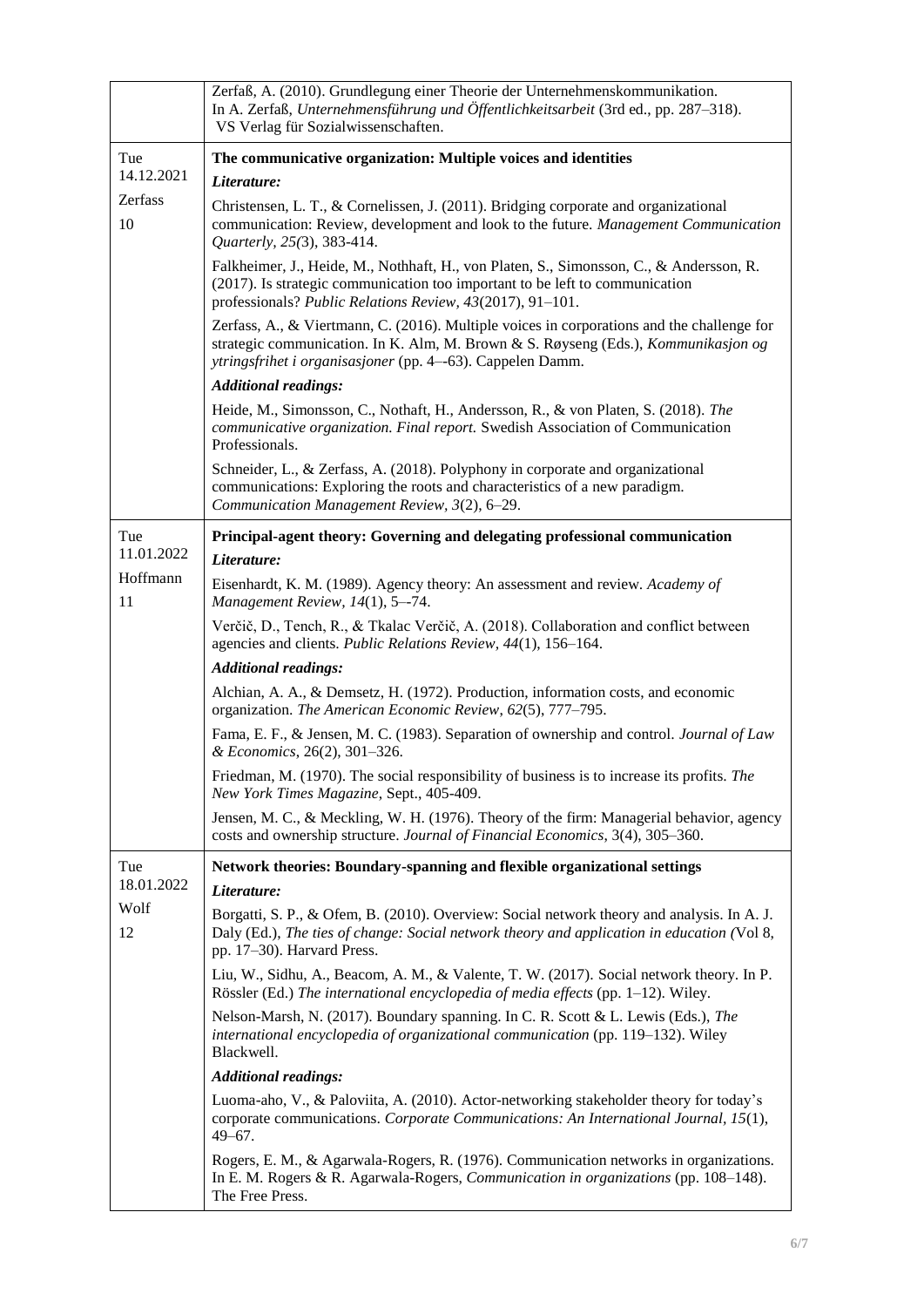| | |
|---|---|
| | Zerfaß, A. (2010). Grundlegung einer Theorie der Unternehmenskommunikation. In A. Zerfaß, *Unternehmensführung und Öffentlichkeitsarbeit* (3rd ed., pp. 287–318). VS Verlag für Sozialwissenschaften. |
| Tue 14.12.2021<br>Zerfass<br>10 | **The communicative organization: Multiple voices and identities**<br>***Literature:***<br>Christensen, L. T., & Cornelissen, J. (2011). Bridging corporate and organizational communication: Review, development and look to the future. *Management Communication Quarterly, 25*(3), 383-414.<br>Falkheimer, J., Heide, M., Nothhaft, H., von Platen, S., Simonsson, C., & Andersson, R. (2017). Is strategic communication too important to be left to communication professionals? *Public Relations Review, 43*(2017), 91–101.<br>Zerfass, A., & Viertmann, C. (2016). Multiple voices in corporations and the challenge for strategic communication. In K. Alm, M. Brown & S. Røyseng (Eds.), *Kommunikasjon og ytringsfrihet i organisasjoner* (pp. 4–-63). Cappelen Damm.<br>***Additional readings:***<br>Heide, M., Simonsson, C., Nothaft, H., Andersson, R., & von Platen, S. (2018). *The communicative organization. Final report.* Swedish Association of Communication Professionals.<br>Schneider, L., & Zerfass, A. (2018). Polyphony in corporate and organizational communications: Exploring the roots and characteristics of a new paradigm. *Communication Management Review, 3*(2), 6–29. |
| Tue 11.01.2022<br>Hoffmann<br>11 | **Principal-agent theory: Governing and delegating professional communication**<br>***Literature:***<br>Eisenhardt, K. M. (1989). Agency theory: An assessment and review. *Academy of Management Review, 14*(1), 5–-74.<br>Verčič, D., Tench, R., & Tkalac Verčič, A. (2018). Collaboration and conflict between agencies and clients. *Public Relations Review, 44*(1), 156–164.<br>***Additional readings:***<br>Alchian, A. A., & Demsetz, H. (1972). Production, information costs, and economic organization. *The American Economic Review, 62*(5), 777–795.<br>Fama, E. F., & Jensen, M. C. (1983). Separation of ownership and control. *Journal of Law & Economics*, 26(2), 301–326.<br>Friedman, M. (1970). The social responsibility of business is to increase its profits. *The New York Times Magazine*, Sept., 405-409.<br>Jensen, M. C., & Meckling, W. H. (1976). Theory of the firm: Managerial behavior, agency costs and ownership structure. *Journal of Financial Economics*, 3(4), 305–360. |
| Tue 18.01.2022<br>Wolf<br>12 | **Network theories: Boundary-spanning and flexible organizational settings**<br>***Literature:***<br>Borgatti, S. P., & Ofem, B. (2010). Overview: Social network theory and analysis. In A. J. Daly (Ed.), *The ties of change: Social network theory and application in education (*Vol 8, pp. 17–30). Harvard Press.<br>Liu, W., Sidhu, A., Beacom, A. M., & Valente, T. W. (2017). Social network theory. In P. Rössler (Ed.) *The international encyclopedia of media effects* (pp. 1–12). Wiley.<br>Nelson-Marsh, N. (2017). Boundary spanning. In C. R. Scott & L. Lewis (Eds.), *The international encyclopedia of organizational communication* (pp. 119–132). Wiley Blackwell.<br>***Additional readings:***<br>Luoma-aho, V., & Paloviita, A. (2010). Actor-networking stakeholder theory for today's corporate communications. *Corporate Communications: An International Journal, 15*(1), 49–67.<br>Rogers, E. M., & Agarwala-Rogers, R. (1976). Communication networks in organizations. In E. M. Rogers & R. Agarwala-Rogers, *Communication in organizations* (pp. 108–148). The Free Press. |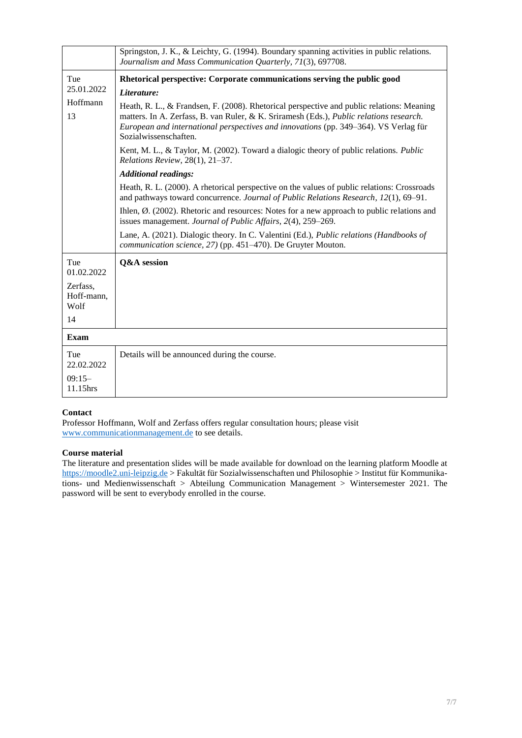| | |
|---|---|
| | Springston, J. K., & Leichty, G. (1994). Boundary spanning activities in public relations. *Journalism and Mass Communication Quarterly, 71*(3), 697708. |
| Tue 25.01.2022<br>Hoffmann<br>13 | **Rhetorical perspective: Corporate communications serving the public good**<br>***Literature:***<br>Heath, R. L., & Frandsen, F. (2008). Rhetorical perspective and public relations: Meaning matters. In A. Zerfass, B. van Ruler, & K. Sriramesh (Eds.), *Public relations research. European and international perspectives and innovations* (pp. 349–364). VS Verlag für Sozialwissenschaften.<br>Kent, M. L., & Taylor, M. (2002). Toward a dialogic theory of public relations. *Public Relations Review*, 28(1), 21–37.<br>***Additional readings:***<br>Heath, R. L. (2000). A rhetorical perspective on the values of public relations: Crossroads and pathways toward concurrence. *Journal of Public Relations Research*, *12*(1), 69–91.<br>Ihlen, Ø. (2002). Rhetoric and resources: Notes for a new approach to public relations and issues management. *Journal of Public Affairs*, *2*(4), 259–269.<br>Lane, A. (2021). Dialogic theory. In C. Valentini (Ed.), *Public relations (Handbooks of communication science, 27)* (pp. 451–470). De Gruyter Mouton. |
| Tue 01.02.2022<br>Zerfass, Hoff-mann, Wolf<br>14 | **Q&A session** |
| **Exam** | |
| Tue 22.02.2022<br>09:15–11.15hrs | Details will be announced during the course. |

**Contact**

Professor Hoffmann, Wolf and Zerfass offers regular consultation hours; please visit www.communicationmanagement.de to see details.

**Course material**

The literature and presentation slides will be made available for download on the learning platform Moodle at https://moodle2.uni-leipzig.de > Fakultät für Sozialwissenschaften und Philosophie > Institut für Kommunikations- und Medienwissenschaft > Abteilung Communication Management > Wintersemester 2021. The password will be sent to everybody enrolled in the course.